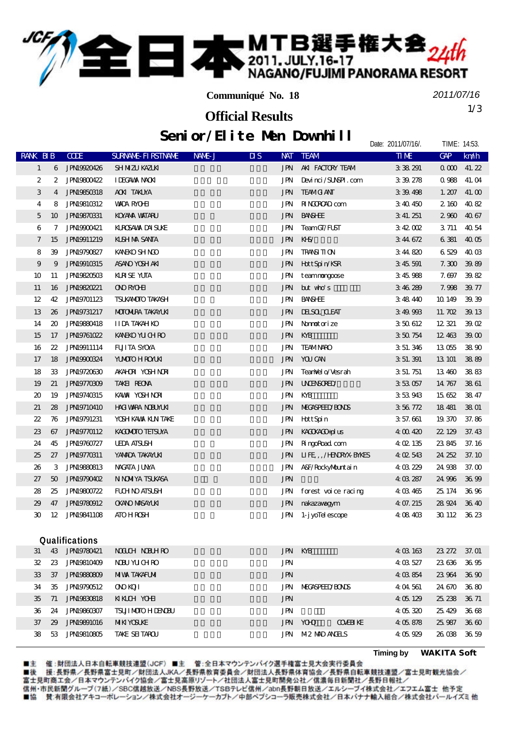# JCF 全日本MTB選手権大会 24th

2011.JULY.16-17
NAGANO/FUJIMI PANORAMA RESORT

**Communiqué No. 18**

*2011/07/16*

## Official Results

## Senior/Elite Men Downhill

Date: 2011/07/16/. TIME: 14:53.

| RANK | BIB | CODE | SURNAME-FIRSTNAME | NAME-J | DIS | NAT | TEAM | TIME | GAP | km/h |
|---|---|---|---|---|---|---|---|---|---|---|
| 1 | 6 | JPN19920426 | SHIMIZU KAZUKI | | | JPN | AKI FACTORY TEAM | 3:38.291 | 0.000 | 41.22 |
| 2 | 2 | JPN19800422 | IDEGAWA NAOKI | | | JPN | Devinci/SUNSPI.com | 3:39.278 | 0.988 | 41.04 |
| 3 | 4 | JPN19850318 | AOKI TAKUYA | | | JPN | TEAM GIANT | 3:39.498 | 1.207 | 41.00 |
| 4 | 8 | JPN19810312 | WADA RYOHEI | | | JPN | RINGOROAD.com | 3:40.450 | 2.160 | 40.82 |
| 5 | 10 | JPN19870331 | KOYAMA WATARU | | | JPN | BANSHEE | 3:41.251 | 2.960 | 40.67 |
| 6 | 7 | JPN19900421 | KUROSAWA DAISUKE | | | JPN | Team GT/FUST | 3:42.002 | 3.711 | 40.54 |
| 7 | 15 | JPN19911219 | KUSHIMA SANTA | | | JPN | KHS/ | 3:44.672 | 6.381 | 40.05 |
| 8 | 39 | JPN19790827 | KANEKO SHINGO | | | JPN | TRANSITION | 3:44.820 | 6.529 | 40.03 |
| 9 | 9 | JPN19910315 | ASANO YOSHIAKI | | | JPN | HottSpin/KSR | 3:45.591 | 7.300 | 39.89 |
| 10 | 11 | JPN19820503 | KURISE YUTA | | | JPN | teamnongoose | 3:45.988 | 7.697 | 39.82 |
| 11 | 16 | JPN19820221 | ONO RYOHEI | | | JPN | but who's | 3:46.289 | 7.998 | 39.77 |
| 12 | 42 | JPN19701123 | TSUKAMOTO TAKASHI | | | JPN | BANSHEE | 3:48.440 | 10.149 | 39.39 |
| 13 | 26 | JPN19731217 | MOTOMURA TAKAYUKI | | | JPN | DELSOL CLEAT | 3:49.993 | 11.702 | 39.13 |
| 14 | 20 | JPN19880418 | IIDA TAKAHIKO | | | JPN | Nonmotorize | 3:50.612 | 12.321 | 39.02 |
| 15 | 17 | JPN19761022 | KANEKO YUICHIRO | | | JPN | KYB | 3:50.754 | 12.463 | 39.00 |
| 16 | 22 | JPN19911114 | FUJITA SYOYA | | | JPN | TEAM NARO | 3:51.346 | 13.055 | 38.90 |
| 17 | 18 | JPN19900324 | YUMOTO HIROYUKI | | | JPN | YOU CAN | 3:51.391 | 13.101 | 38.89 |
| 18 | 33 | JPN19720630 | AKAHORI YOSHINORI | | | JPN | TeamVelo/Vesrah | 3:51.751 | 13.460 | 38.83 |
| 19 | 21 | JPN19770309 | TAKEI REONA | | | JPN | UNCENSORED/ | 3:53.057 | 14.767 | 38.61 |
| 20 | 19 | JPN19740315 | KAWAI YOSHINORI | | | JPN | KYB | 3:53.943 | 15.652 | 38.47 |
| 21 | 28 | JPN19710410 | HAGIWARA NOBUYUKI | | | JPN | MEGASPEED/BONDS | 3:56.772 | 18.481 | 38.01 |
| 22 | 76 | JPN19791231 | YOSHIKAWA KUNITAKE | | | JPN | HottSpin | 3:57.661 | 19.370 | 37.86 |
| 23 | 67 | JPN19770112 | KAGOMOTO TETSUYA | | | JPN | KAGOKAGO+plus | 4:00.420 | 22.129 | 37.43 |
| 24 | 45 | JPN19760727 | UEDA ATSUSHI | | | JPN | RingoRoad.com | 4:02.135 | 23.845 | 37.16 |
| 25 | 27 | JPN19770311 | YAMADA TAKAYUKI | | | JPN | LIFE,,,/HENDRYX-BYKES | 4:02.543 | 24.252 | 37.10 |
| 26 | 3 | JPN19880813 | NAGATA JUNYA | | | JPN | ASF/RockyMountain | 4:03.229 | 24.938 | 37.00 |
| 27 | 50 | JPN19790402 | NINOMIYA TSUKASA | | | JPN | | 4:03.287 | 24.996 | 36.99 |
| 28 | 25 | JPN19800722 | FUCHINO ATSUSHI | | | JPN | forest voice racing | 4:03.465 | 25.174 | 36.96 |
| 29 | 47 | JPN19780912 | OKANO MASAYUKI | | | JPN | nakazawagym | 4:07.215 | 28.924 | 36.40 |
| 30 | 12 | JPN19841108 | ATOHI ROSHI | | | JPN | 1-jyoTelescope | 4:08.403 | 30.112 | 36.23 |
| **Qualifications** | | | | | | | | | | |
| 31 | 43 | JPN19780421 | NOGUCHI NOBUHIRO | | | JPN | KYB | 4:03.163 | 23.272 | 37.01 |
| 32 | 23 | JPN19810409 | NOBU YUICHIRO | | | JPN | | 4:03.527 | 23.636 | 36.95 |
| 33 | 37 | JPN19880809 | MIWA TAKAFUMI | | | JPN | | 4:03.854 | 23.964 | 36.90 |
| 34 | 35 | JPN19790512 | ONO KOJI | | | JPN | MEGASPEED/BONDS | 4:04.561 | 24.670 | 36.80 |
| 35 | 71 | JPN19830818 | KIKUCHI YOHEI | | | JPN | | 4:05.129 | 25.238 | 36.71 |
| 36 | 24 | JPN19860307 | TSUJIMOTO HIDENOBU | | | JPN | | 4:05.320 | 25.429 | 36.68 |
| 37 | 29 | JPN19891016 | MIKI YOSUKE | | | JPN | YOHO COVEBIKE | 4:05.878 | 25.987 | 36.60 |
| 38 | 53 | JPN19810805 | TAKE SEITAROU | | | JPN | M2 MAD ANGELS | 4:05.929 | 26.038 | 36.59 |

Timing by **WAKITA Soft**

■主　催：財団法人日本自転車競技連盟（JCF）■主　管：全日本マウンテンバイク選手権富士見大会実行委員会
■後　援：長野県／長野県富士見町／財団法人JKA／長野県教育委員会／財団法人長野県体育協会／長野県自転車競技連盟／富士見町観光協会／富士見町商工会／日本マウンテンバイク協会／富士見高原リゾート／社団法人富士見町開発公社／信濃毎日新聞社／長野日報社／信州・市民新聞グループ（7紙）／SBC信越放送／NBS長野放送／TSBテレビ信州／abn長野朝日放送／エルシーブイ株式会社／エフエム富士　他予定
■協　賛：有限会社アキコーポレーション／株式会社オージーケーカブト／中部ペプシコーラ販売株式会社／日本バナナ輸入組合／株式会社パールイズミ 他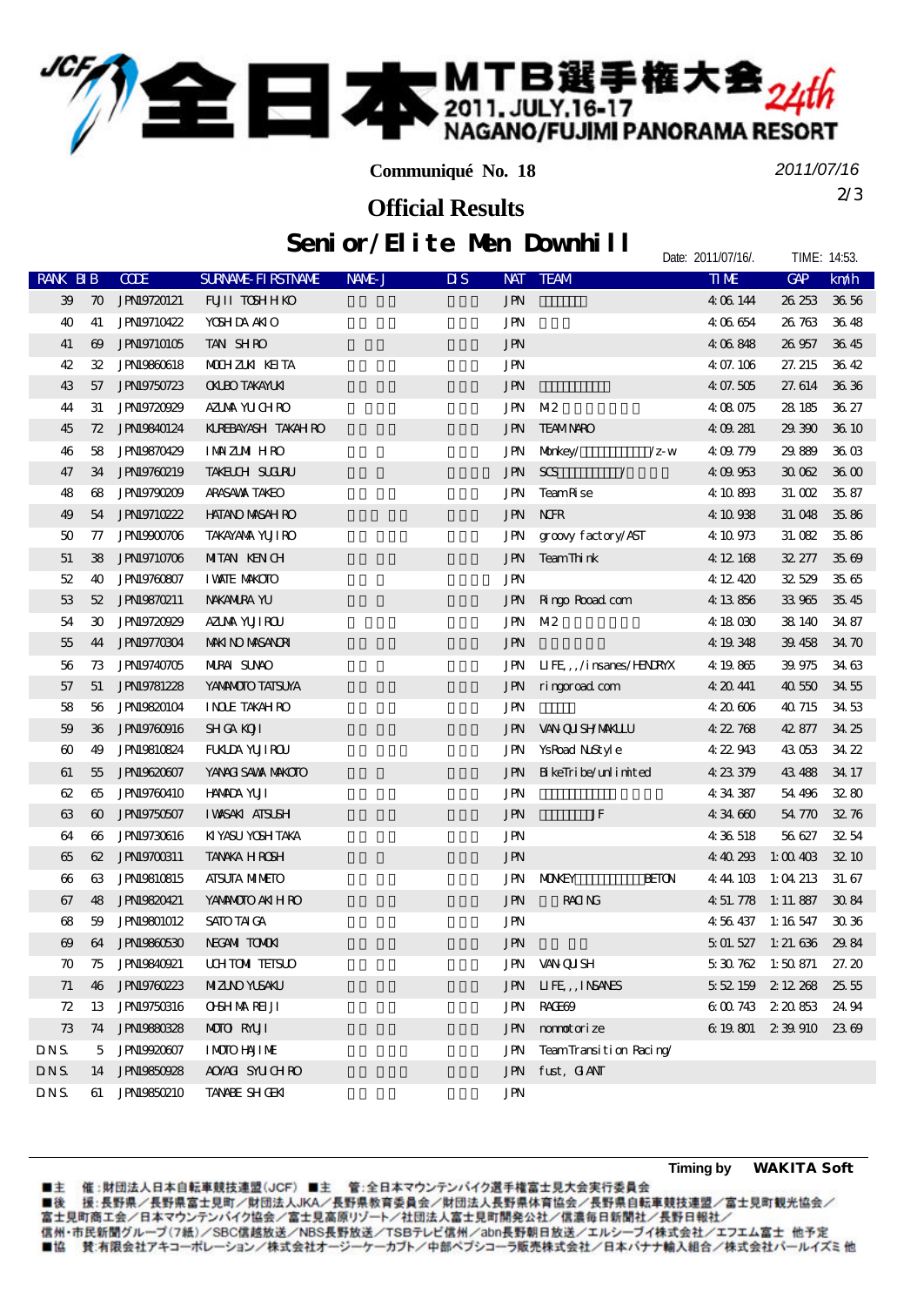# 全日本MTB選手権大会 24th

2011. JULY. 16-17
NAGANO/FUJIMI PANORAMA RESORT

**Communiqué No. 18**

*2011/07/16*

## Official Results

## Senior/Elite Men Downhill

Date: 2011/07/16/. TIME: 14:53.

| RANK | BIB | CODE | SURNAME-FIRSTNAME | NAME-J | DIS | NAT | TEAM | TIME | GAP | km/h |
|---|---|---|---|---|---|---|---|---|---|---|
| 39 | 70 | JPN19720121 | FUJII TOSHIHIKO | | | JPN | | 4:06.144 | 26.253 | 36.56 |
| 40 | 41 | JPN19710422 | YOSHIDA AKIO | | | JPN | | 4:06.654 | 26.763 | 36.48 |
| 41 | 69 | JPN19710105 | TANI SHIRO | | | JPN | | 4:06.848 | 26.957 | 36.45 |
| 42 | 32 | JPN19860618 | MOCHIZUKI KEITA | | | JPN | | 4:07.106 | 27.215 | 36.42 |
| 43 | 57 | JPN19750723 | OKUBO TAKAYUKI | | | JPN | | 4:07.505 | 27.614 | 36.36 |
| 44 | 31 | JPN19720929 | AZUMA YUICHIRO | | | JPN | M2 | 4:08.075 | 28.185 | 36.27 |
| 45 | 72 | JPN19840124 | KUREBAYASHI TAKAHIRO | | | JPN | TEAM NARO | 4:09.281 | 29.390 | 36.10 |
| 46 | 58 | JPN19870429 | IMAIZUMI HIRO | | | JPN | Monkey/ /z-w | 4:09.779 | 29.889 | 36.03 |
| 47 | 34 | JPN19760219 | TAKEUCHI SUGURU | | | JPN | SCS / | 4:09.953 | 30.062 | 36.00 |
| 48 | 68 | JPN19790209 | ARASAWA TAKEO | | | JPN | Team Rise | 4:10.893 | 31.002 | 35.87 |
| 49 | 54 | JPN19710222 | HATANO MASAHIRO | | | JPN | NCFR | 4:10.938 | 31.048 | 35.86 |
| 50 | 77 | JPN19900706 | TAKAYAMA YUJIRO | | | JPN | groovy factory/AST | 4:10.973 | 31.082 | 35.86 |
| 51 | 38 | JPN19710706 | MITANI KENICHI | | | JPN | Team Think | 4:12.168 | 32.277 | 35.69 |
| 52 | 40 | JPN19760807 | IWATE MAKOTO | | | JPN | | 4:12.420 | 32.529 | 35.65 |
| 53 | 52 | JPN19870211 | NAKAMURA YU | | | JPN | Ringo Rooad.com | 4:13.856 | 33.965 | 35.45 |
| 54 | 30 | JPN19720929 | AZUMA YUJIROU | | | JPN | M2 | 4:18.030 | 38.140 | 34.87 |
| 55 | 44 | JPN19770304 | MAKINO MASANORI | | | JPN | | 4:19.348 | 39.458 | 34.70 |
| 56 | 73 | JPN19740705 | MURAI SUNAO | | | JPN | LIFE,,,/insanes/HENDRYX | 4:19.865 | 39.975 | 34.63 |
| 57 | 51 | JPN19781228 | YAMAMOTO TATSUYA | | | JPN | ringoroad.com | 4:20.441 | 40.550 | 34.55 |
| 58 | 56 | JPN19820104 | INOUE TAKAHIRO | | | JPN | | 4:20.606 | 40.715 | 34.53 |
| 59 | 36 | JPN19760916 | SHIGA KOJI | | | JPN | VANQUISH/MAKULU | 4:22.768 | 42.877 | 34.25 |
| 60 | 49 | JPN19810824 | FUKUDA YUJIROU | | | JPN | YsRoad NUStyle | 4:22.943 | 43.053 | 34.22 |
| 61 | 55 | JPN19620607 | YANAGISAWA MAKOTO | | | JPN | BikeTribe/unlimited | 4:23.379 | 43.488 | 34.17 |
| 62 | 65 | JPN19760410 | HAMADA YUJI | | | JPN | | 4:34.387 | 54.496 | 32.80 |
| 63 | 60 | JPN19750507 | IWASAKI ATSUSHI | | | JPN | JF | 4:34.660 | 54.770 | 32.76 |
| 64 | 66 | JPN19730616 | KIYASU YOSHITAKA | | | JPN | | 4:36.518 | 56.627 | 32.54 |
| 65 | 62 | JPN19700311 | TANAKA HIROSHI | | | JPN | | 4:40.293 | 1:00.403 | 32.10 |
| 66 | 63 | JPN19810815 | ATSUTA MINETO | | | JPN | MONKEY BETON | 4:44.103 | 1:04.213 | 31.67 |
| 67 | 48 | JPN19820421 | YAMAMOTO AKIHIRO | | | JPN | RACING | 4:51.778 | 1:11.887 | 30.84 |
| 68 | 59 | JPN19801012 | SATO TAIGA | | | JPN | | 4:56.437 | 1:16.547 | 30.36 |
| 69 | 64 | JPN19860530 | NEGAMI TOMOKI | | | JPN | | 5:01.527 | 1:21.636 | 29.84 |
| 70 | 75 | JPN19840921 | UCHITOMI TETSUO | | | JPN | VANQUISH | 5:30.762 | 1:50.871 | 27.20 |
| 71 | 46 | JPN19760223 | MIZUNO YUSAKU | | | JPN | LIFE,,,INSANES | 5:52.159 | 2:12.268 | 25.55 |
| 72 | 13 | JPN19750316 | OHSHIMA REIJI | | | JPN | RACE69 | 6:00.743 | 2:20.853 | 24.94 |
| 73 | 74 | JPN19880328 | MOTO RYUJI | | | JPN | nomotorize | 6:19.801 | 2:39.910 | 23.69 |
| DNS. | 5 | JPN19920607 | IMOTO HAJIME | | | JPN | Team Transition Racing/ | | | |
| DNS. | 14 | JPN19850928 | AOYAGI SYUICHIRO | | | JPN | fust, GIANT | | | |
| DNS. | 61 | JPN19850210 | TANABE SHIGEKI | | | JPN | | | | |

Timing by **WAKITA Soft**

■主　催：財団法人日本自転車競技連盟（JCF）■主　管：全日本マウンテンバイク選手権富士見大会実行委員会
■後　援：長野県／長野県富士見町／財団法人JKA／長野県教育委員会／財団法人長野県体育協会／長野県自転車競技連盟／富士見町観光協会／富士見町商工会／日本マウンテンバイク協会／富士見高原リゾート／社団法人富士見町開発公社／信濃毎日新聞社／長野日報社／信州・市民新聞グループ（7紙）／SBC信越放送／NBS長野放送／TSBテレビ信州／abn長野朝日放送／エルシーブイ株式会社／エフエム富士 他予定
■協　賛：有限会社アキコーポレーション／株式会社オージーケーカブト／中部ペプシコーラ販売株式会社／日本バナナ輸入組合／株式会社パールイズミ 他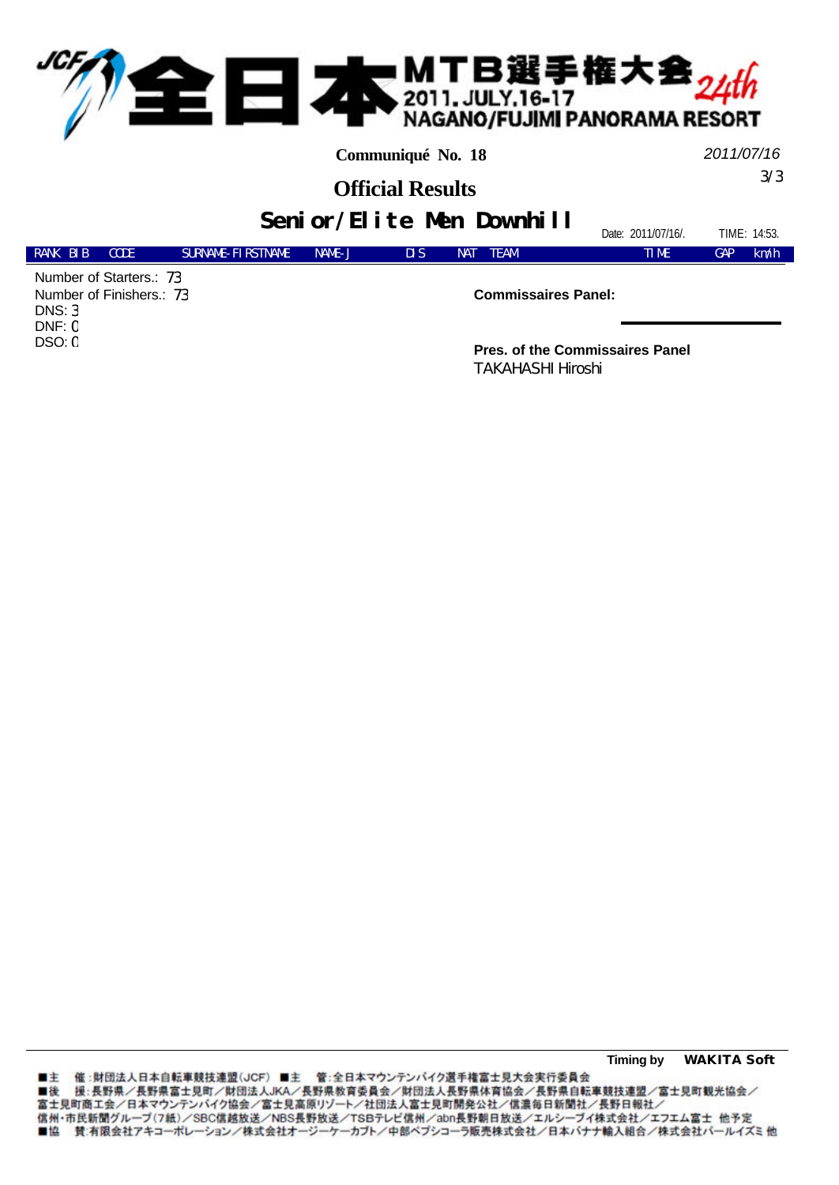**Communiqué No. 18**

*2011/07/16*

## Official Results

## Senior/Elite Men Downhill

Date: 2011/07/16/. TIME: 14:53.

| RANK | BIB | CODE | SURNAME-FIRSTNAME | NAME-J | DIS | NAT | TEAM | TIME | GAP | km/h |
|---|---|---|---|---|---|---|---|---|---|---|

Number of Starters.: 73
Number of Finishers.: 73
DNS: 3
DNF: 0
DSO: 0

**Commissaires Panel:**

**Pres. of the Commissaires Panel**
TAKAHASHI Hiroshi

**Timing by** **WAKITA Soft**

■主　催：財団法人日本自転車競技連盟（JCF）■主　管：全日本マウンテンバイク選手権富士見大会実行委員会
■後　援：長野県／長野県富士見町／財団法人JKA／長野県教育委員会／財団法人長野県体育協会／長野県自転車競技連盟／富士見町観光協会／富士見町商工会／日本マウンテンバイク協会／富士見高原リゾート／社団法人富士見町開発公社／信濃毎日新聞社／長野日報社／信州・市民新聞グループ（7紙）／SBC信越放送／NBS長野放送／TSBテレビ信州／abn長野朝日放送／エルシーブイ株式会社／エフエム富士 他予定
■協　賛：有限会社アキコーポレーション／株式会社オージーケーカブト／中部ペプシコーラ販売株式会社／日本バナナ輸入組合／株式会社パールイズミ 他